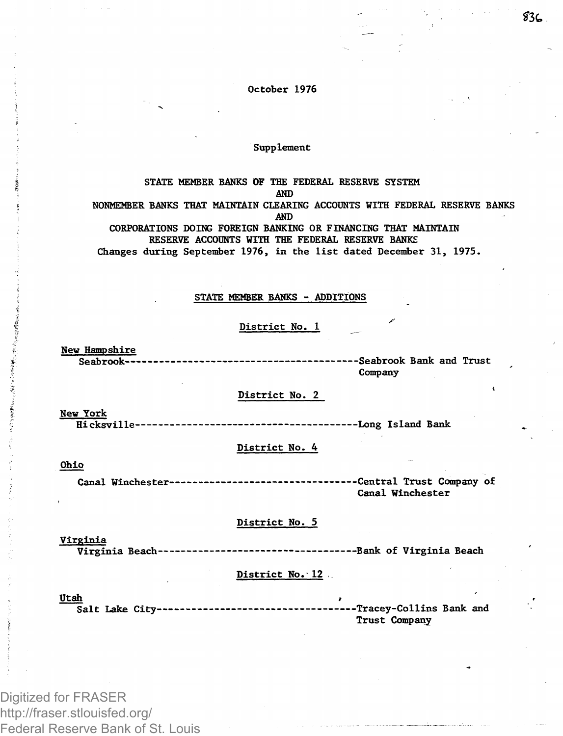October 1976

Supplement

STATE MEMBER BANKS OF THE FEDERAL RESERVE SYSTEM
AND
NONMEMBER BANKS THAT MAINTAIN CLEARING ACCOUNTS WITH FEDERAL RESERVE BANKS
AND
CORPORATIONS DOING FOREIGN BANKING OR FINANCING THAT MAINTAIN
RESERVE ACCOUNTS WITH THE FEDERAL RESERVE BANKS
Changes during September 1976, in the list dated December 31, 1975.

## STATE MEMBER BANKS - ADDITIONS

### District No. 1

**New Hampshire**

Seabrook------------------------------------------Seabrook Bank and Trust Company

### District No. 2

**New York**

Hicksville----------------------------------------Long Island Bank

### District No. 4

**Ohio**

Canal Winchester----------------------------------Central Trust Company of Canal Winchester

### District No. 5

**Virginia**

Virginia Beach------------------------------------Bank of Virginia Beach

### District No. 12

**Utah**

Salt Lake City------------------------------------Tracey-Collins Bank and Trust Company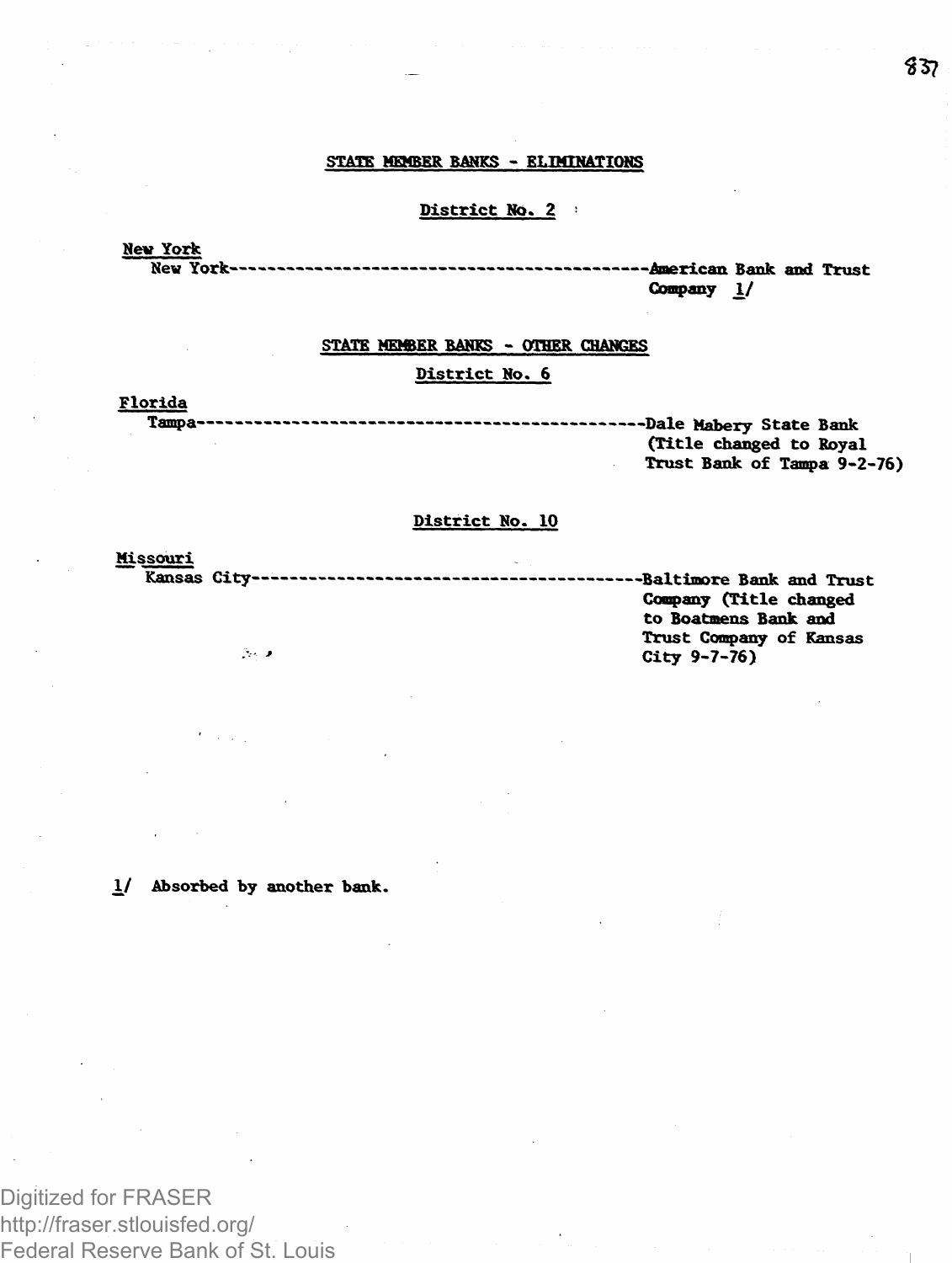## STATE MEMBER BANKS - ELIMINATIONS

### District No. 2

**New York**

New York---------------------------------------------American Bank and Trust Company 1/

## STATE MEMBER BANKS - OTHER CHANGES

### District No. 6

**Florida**

Tampa---------------------------------------------Dale Mabery State Bank (Title changed to Royal Trust Bank of Tampa 9-2-76)

### District No. 10

**Missouri**

Kansas City---------------------------------------------Baltimore Bank and Trust Company (Title changed to Boatmens Bank and Trust Company of Kansas City 9-7-76)

1/ Absorbed by another bank.